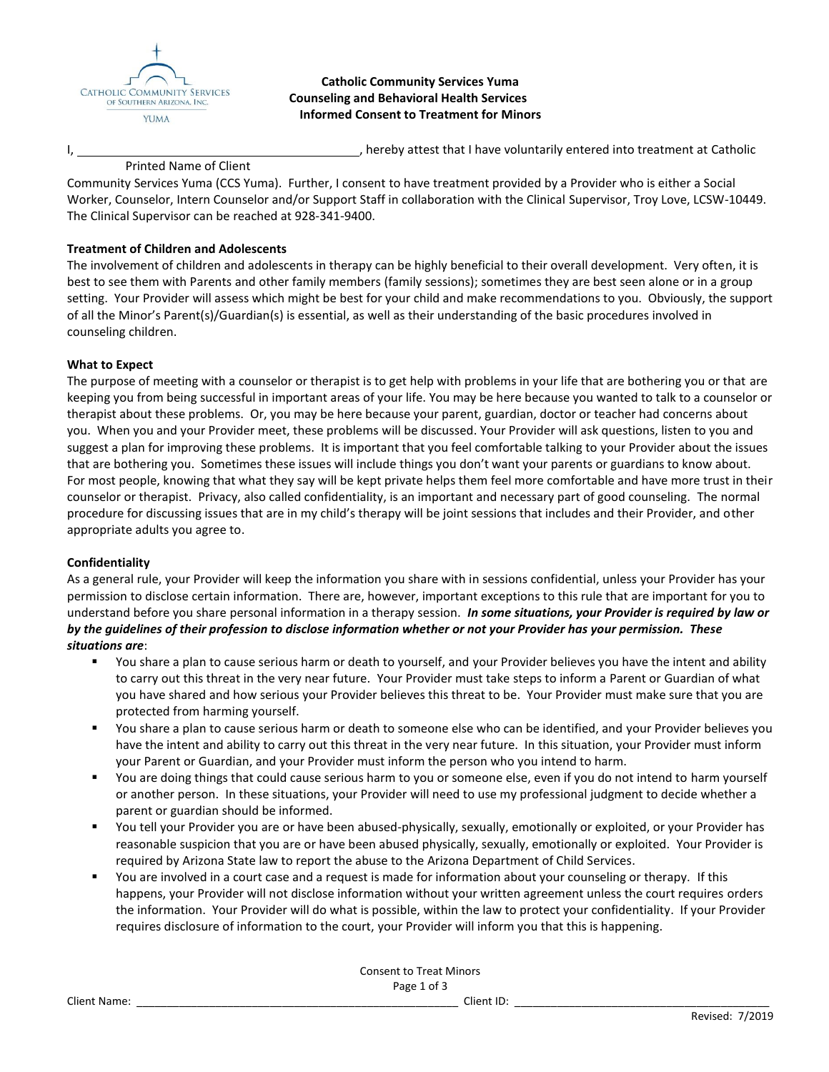**Catholic Community Services Yuma**
**Counseling and Behavioral Health Services**
**Informed Consent to Treatment for Minors**

I, ________________________________________, hereby attest that I have voluntarily entered into treatment at Catholic
Printed Name of Client
Community Services Yuma (CCS Yuma). Further, I consent to have treatment provided by a Provider who is either a Social Worker, Counselor, Intern Counselor and/or Support Staff in collaboration with the Clinical Supervisor, Troy Love, LCSW-10449. The Clinical Supervisor can be reached at 928-341-9400.

**Treatment of Children and Adolescents**

The involvement of children and adolescents in therapy can be highly beneficial to their overall development. Very often, it is best to see them with Parents and other family members (family sessions); sometimes they are best seen alone or in a group setting. Your Provider will assess which might be best for your child and make recommendations to you. Obviously, the support of all the Minor's Parent(s)/Guardian(s) is essential, as well as their understanding of the basic procedures involved in counseling children.

**What to Expect**

The purpose of meeting with a counselor or therapist is to get help with problems in your life that are bothering you or that are keeping you from being successful in important areas of your life. You may be here because you wanted to talk to a counselor or therapist about these problems. Or, you may be here because your parent, guardian, doctor or teacher had concerns about you. When you and your Provider meet, these problems will be discussed. Your Provider will ask questions, listen to you and suggest a plan for improving these problems. It is important that you feel comfortable talking to your Provider about the issues that are bothering you. Sometimes these issues will include things you don't want your parents or guardians to know about. For most people, knowing that what they say will be kept private helps them feel more comfortable and have more trust in their counselor or therapist. Privacy, also called confidentiality, is an important and necessary part of good counseling. The normal procedure for discussing issues that are in my child's therapy will be joint sessions that includes and their Provider, and other appropriate adults you agree to.

**Confidentiality**

As a general rule, your Provider will keep the information you share with in sessions confidential, unless your Provider has your permission to disclose certain information. There are, however, important exceptions to this rule that are important for you to understand before you share personal information in a therapy session. ***In some situations, your Provider is required by law or by the guidelines of their profession to disclose information whether or not your Provider has your permission. These situations are***:

- You share a plan to cause serious harm or death to yourself, and your Provider believes you have the intent and ability to carry out this threat in the very near future. Your Provider must take steps to inform a Parent or Guardian of what you have shared and how serious your Provider believes this threat to be. Your Provider must make sure that you are protected from harming yourself.
- You share a plan to cause serious harm or death to someone else who can be identified, and your Provider believes you have the intent and ability to carry out this threat in the very near future. In this situation, your Provider must inform your Parent or Guardian, and your Provider must inform the person who you intend to harm.
- You are doing things that could cause serious harm to you or someone else, even if you do not intend to harm yourself or another person. In these situations, your Provider will need to use my professional judgment to decide whether a parent or guardian should be informed.
- You tell your Provider you are or have been abused-physically, sexually, emotionally or exploited, or your Provider has reasonable suspicion that you are or have been abused physically, sexually, emotionally or exploited. Your Provider is required by Arizona State law to report the abuse to the Arizona Department of Child Services.
- You are involved in a court case and a request is made for information about your counseling or therapy. If this happens, your Provider will not disclose information without your written agreement unless the court requires orders the information. Your Provider will do what is possible, within the law to protect your confidentiality. If your Provider requires disclosure of information to the court, your Provider will inform you that this is happening.

Client Name: ________________________________ Client ID: ________________________________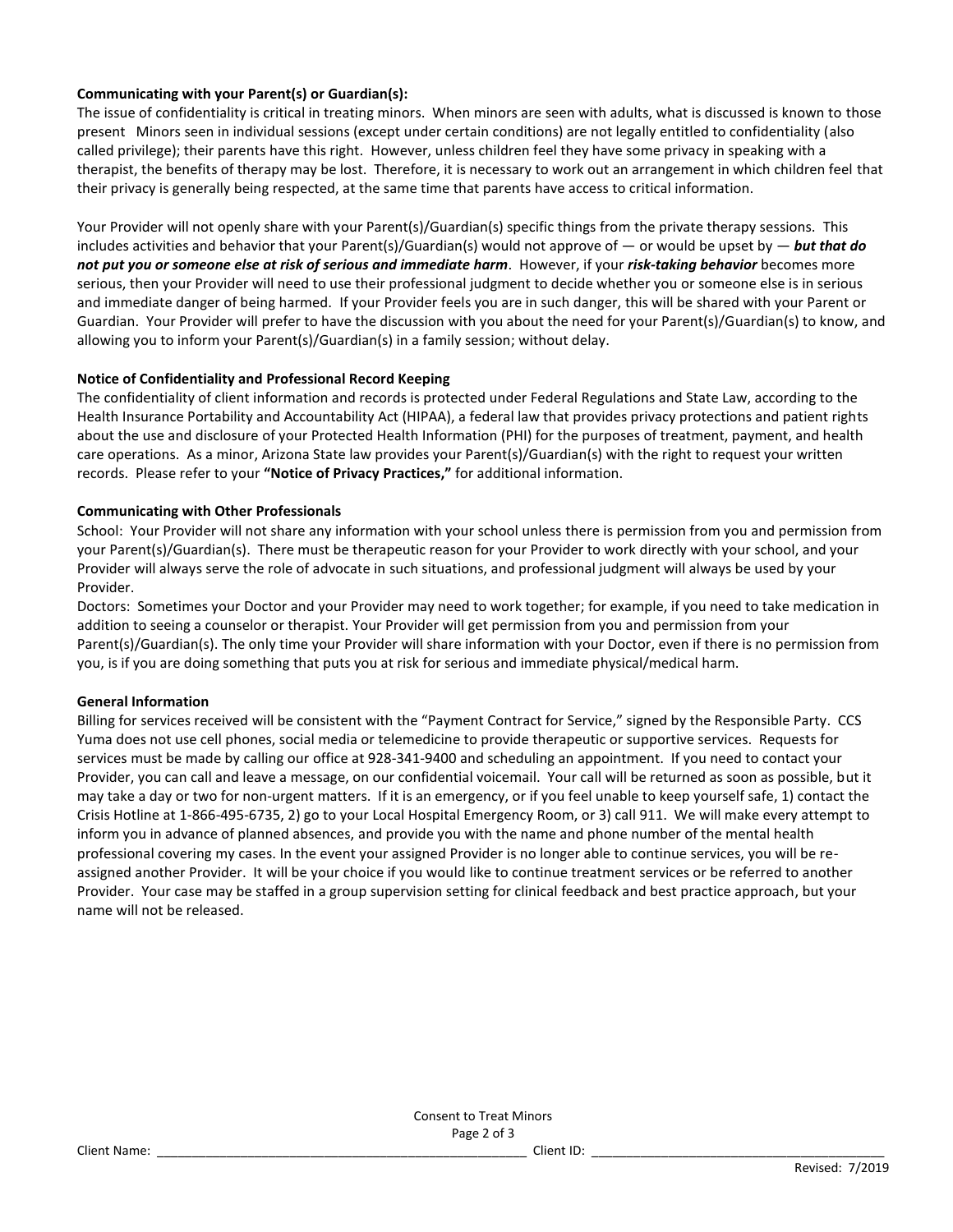**Communicating with your Parent(s) or Guardian(s):**

The issue of confidentiality is critical in treating minors. When minors are seen with adults, what is discussed is known to those present Minors seen in individual sessions (except under certain conditions) are not legally entitled to confidentiality (also called privilege); their parents have this right. However, unless children feel they have some privacy in speaking with a therapist, the benefits of therapy may be lost. Therefore, it is necessary to work out an arrangement in which children feel that their privacy is generally being respected, at the same time that parents have access to critical information.

Your Provider will not openly share with your Parent(s)/Guardian(s) specific things from the private therapy sessions. This includes activities and behavior that your Parent(s)/Guardian(s) would not approve of — or would be upset by — ***but that do not put you or someone else at risk of serious and immediate harm***. However, if your ***risk-taking behavior*** becomes more serious, then your Provider will need to use their professional judgment to decide whether you or someone else is in serious and immediate danger of being harmed. If your Provider feels you are in such danger, this will be shared with your Parent or Guardian. Your Provider will prefer to have the discussion with you about the need for your Parent(s)/Guardian(s) to know, and allowing you to inform your Parent(s)/Guardian(s) in a family session; without delay.

**Notice of Confidentiality and Professional Record Keeping**

The confidentiality of client information and records is protected under Federal Regulations and State Law, according to the Health Insurance Portability and Accountability Act (HIPAA), a federal law that provides privacy protections and patient rights about the use and disclosure of your Protected Health Information (PHI) for the purposes of treatment, payment, and health care operations. As a minor, Arizona State law provides your Parent(s)/Guardian(s) with the right to request your written records. Please refer to your **"Notice of Privacy Practices,"** for additional information.

**Communicating with Other Professionals**

School: Your Provider will not share any information with your school unless there is permission from you and permission from your Parent(s)/Guardian(s). There must be therapeutic reason for your Provider to work directly with your school, and your Provider will always serve the role of advocate in such situations, and professional judgment will always be used by your Provider.

Doctors: Sometimes your Doctor and your Provider may need to work together; for example, if you need to take medication in addition to seeing a counselor or therapist. Your Provider will get permission from you and permission from your Parent(s)/Guardian(s). The only time your Provider will share information with your Doctor, even if there is no permission from you, is if you are doing something that puts you at risk for serious and immediate physical/medical harm.

**General Information**

Billing for services received will be consistent with the "Payment Contract for Service," signed by the Responsible Party. CCS Yuma does not use cell phones, social media or telemedicine to provide therapeutic or supportive services. Requests for services must be made by calling our office at 928-341-9400 and scheduling an appointment. If you need to contact your Provider, you can call and leave a message, on our confidential voicemail. Your call will be returned as soon as possible, but it may take a day or two for non-urgent matters. If it is an emergency, or if you feel unable to keep yourself safe, 1) contact the Crisis Hotline at 1-866-495-6735, 2) go to your Local Hospital Emergency Room, or 3) call 911. We will make every attempt to inform you in advance of planned absences, and provide you with the name and phone number of the mental health professional covering my cases. In the event your assigned Provider is no longer able to continue services, you will be re-assigned another Provider. It will be your choice if you would like to continue treatment services or be referred to another Provider. Your case may be staffed in a group supervision setting for clinical feedback and best practice approach, but your name will not be released.

Client Name: ____________________ Client ID: ____________________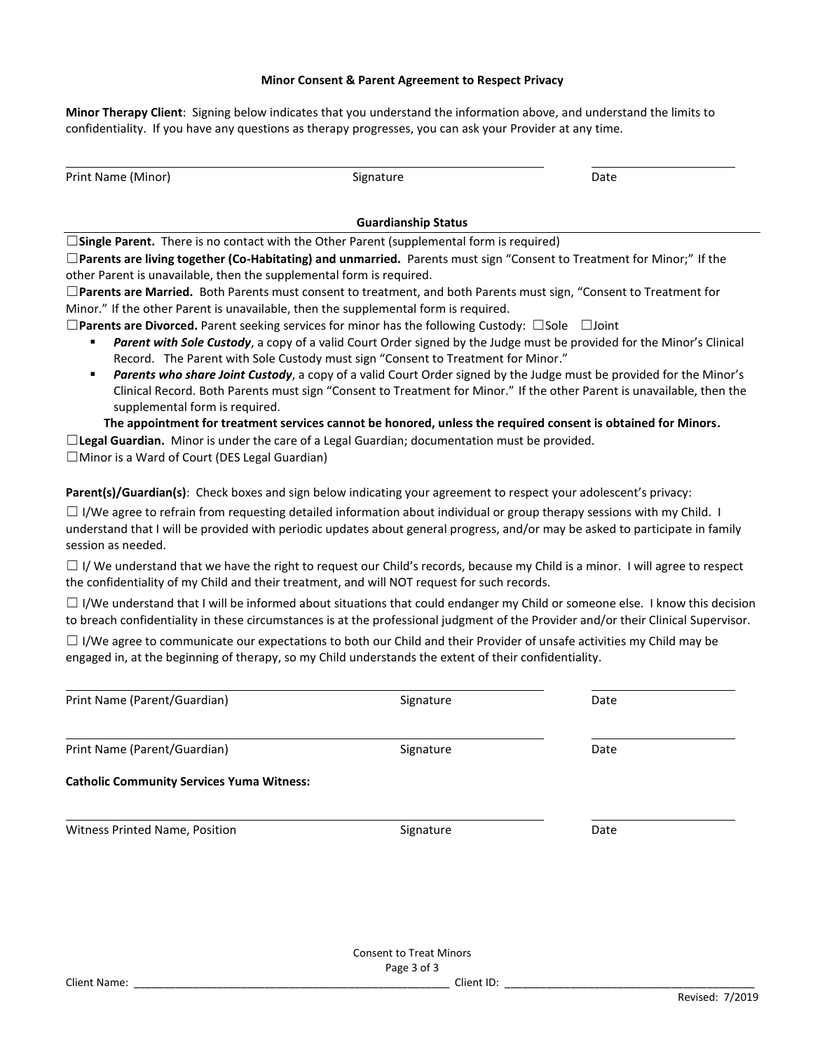**Minor Consent & Parent Agreement to Respect Privacy**

**Minor Therapy Client**: Signing below indicates that you understand the information above, and understand the limits to confidentiality. If you have any questions as therapy progresses, you can ask your Provider at any time.

Print Name (Minor) ____________________ Signature ____________________ Date ____________________

**Guardianship Status**

☐**Single Parent.** There is no contact with the Other Parent (supplemental form is required)

☐**Parents are living together (Co-Habitating) and unmarried.** Parents must sign "Consent to Treatment for Minor;" If the other Parent is unavailable, then the supplemental form is required.

☐**Parents are Married.** Both Parents must consent to treatment, and both Parents must sign, "Consent to Treatment for Minor." If the other Parent is unavailable, then the supplemental form is required.

☐**Parents are Divorced.** Parent seeking services for minor has the following Custody: ☐Sole ☐Joint

- ***Parent with Sole Custody***, a copy of a valid Court Order signed by the Judge must be provided for the Minor's Clinical Record. The Parent with Sole Custody must sign "Consent to Treatment for Minor."
- ***Parents who share Joint Custody***, a copy of a valid Court Order signed by the Judge must be provided for the Minor's Clinical Record. Both Parents must sign "Consent to Treatment for Minor." If the other Parent is unavailable, then the supplemental form is required.

**The appointment for treatment services cannot be honored, unless the required consent is obtained for Minors.**

☐**Legal Guardian.** Minor is under the care of a Legal Guardian; documentation must be provided.

☐Minor is a Ward of Court (DES Legal Guardian)

**Parent(s)/Guardian(s)**: Check boxes and sign below indicating your agreement to respect your adolescent's privacy:

☐ I/We agree to refrain from requesting detailed information about individual or group therapy sessions with my Child. I understand that I will be provided with periodic updates about general progress, and/or may be asked to participate in family session as needed.

☐ I/ We understand that we have the right to request our Child's records, because my Child is a minor. I will agree to respect the confidentiality of my Child and their treatment, and will NOT request for such records.

☐ I/We understand that I will be informed about situations that could endanger my Child or someone else. I know this decision to breach confidentiality in these circumstances is at the professional judgment of the Provider and/or their Clinical Supervisor.

☐ I/We agree to communicate our expectations to both our Child and their Provider of unsafe activities my Child may be engaged in, at the beginning of therapy, so my Child understands the extent of their confidentiality.

Print Name (Parent/Guardian) ____________________ Signature ____________________ Date ____________________

Print Name (Parent/Guardian) ____________________ Signature ____________________ Date ____________________

**Catholic Community Services Yuma Witness:**

Witness Printed Name, Position ____________________ Signature ____________________ Date ____________________

Consent to Treat Minors

Client Name: ______________________________ Client ID: ______________________________

Revised: 7/2019